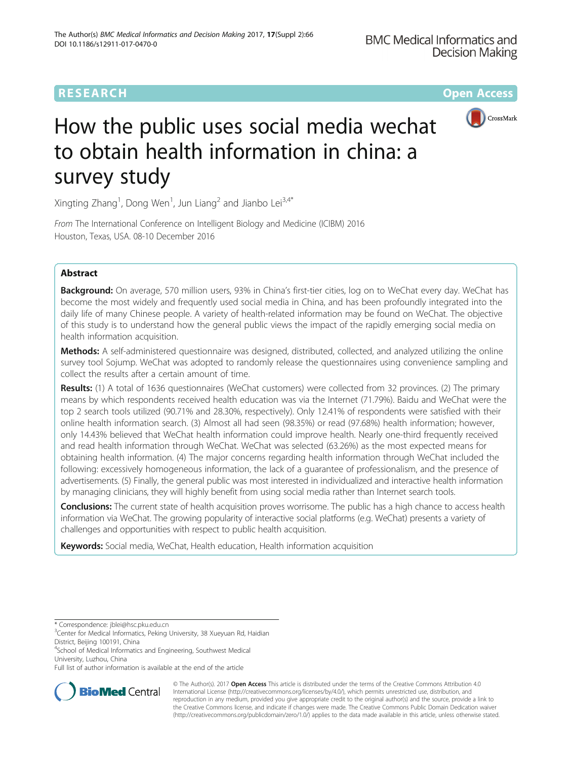RESEARCH Open Access

# How the public uses social media wechat to obtain health information in china: a survey study

Xingting Zhang[1], Dong Wen[1], Jun Liang[2] and Jianbo Lei[3,4*]

*From* The International Conference on Intelligent Biology and Medicine (ICIBM) 2016
Houston, Texas, USA. 08-10 December 2016

## Abstract

**Background:** On average, 570 million users, 93% in China's first-tier cities, log on to WeChat every day. WeChat has become the most widely and frequently used social media in China, and has been profoundly integrated into the daily life of many Chinese people. A variety of health-related information may be found on WeChat. The objective of this study is to understand how the general public views the impact of the rapidly emerging social media on health information acquisition.

**Methods:** A self-administered questionnaire was designed, distributed, collected, and analyzed utilizing the online survey tool Sojump. WeChat was adopted to randomly release the questionnaires using convenience sampling and collect the results after a certain amount of time.

**Results:** (1) A total of 1636 questionnaires (WeChat customers) were collected from 32 provinces. (2) The primary means by which respondents received health education was via the Internet (71.79%). Baidu and WeChat were the top 2 search tools utilized (90.71% and 28.30%, respectively). Only 12.41% of respondents were satisfied with their online health information search. (3) Almost all had seen (98.35%) or read (97.68%) health information; however, only 14.43% believed that WeChat health information could improve health. Nearly one-third frequently received and read health information through WeChat. WeChat was selected (63.26%) as the most expected means for obtaining health information. (4) The major concerns regarding health information through WeChat included the following: excessively homogeneous information, the lack of a guarantee of professionalism, and the presence of advertisements. (5) Finally, the general public was most interested in individualized and interactive health information by managing clinicians, they will highly benefit from using social media rather than Internet search tools.

**Conclusions:** The current state of health acquisition proves worrisome. The public has a high chance to access health information via WeChat. The growing popularity of interactive social platforms (e.g. WeChat) presents a variety of challenges and opportunities with respect to public health acquisition.

**Keywords:** Social media, WeChat, Health education, Health information acquisition

---

\* Correspondence: jblei@hsc.pku.edu.cn
[3]Center for Medical Informatics, Peking University, 38 Xueyuan Rd, Haidian District, Beijing 100191, China
[4]School of Medical Informatics and Engineering, Southwest Medical University, Luzhou, China
Full list of author information is available at the end of the article

© The Author(s). 2017 **Open Access** This article is distributed under the terms of the Creative Commons Attribution 4.0 International License (http://creativecommons.org/licenses/by/4.0/), which permits unrestricted use, distribution, and reproduction in any medium, provided you give appropriate credit to the original author(s) and the source, provide a link to the Creative Commons license, and indicate if changes were made. The Creative Commons Public Domain Dedication waiver (http://creativecommons.org/publicdomain/zero/1.0/) applies to the data made available in this article, unless otherwise stated.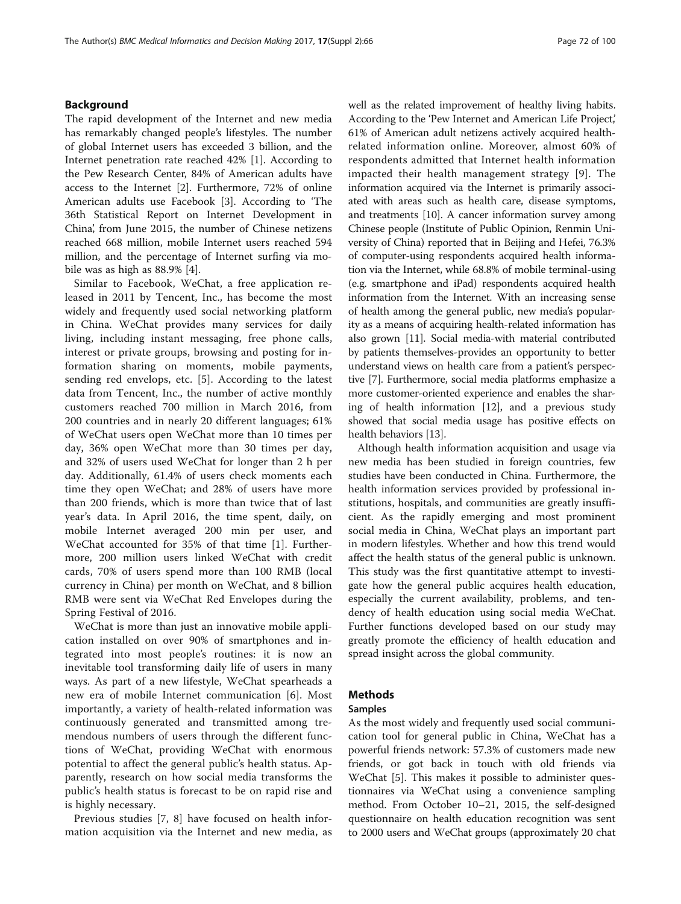## Background

The rapid development of the Internet and new media has remarkably changed people's lifestyles. The number of global Internet users has exceeded 3 billion, and the Internet penetration rate reached 42% [1]. According to the Pew Research Center, 84% of American adults have access to the Internet [2]. Furthermore, 72% of online American adults use Facebook [3]. According to 'The 36th Statistical Report on Internet Development in China', from June 2015, the number of Chinese netizens reached 668 million, mobile Internet users reached 594 million, and the percentage of Internet surfing via mobile was as high as 88.9% [4].

Similar to Facebook, WeChat, a free application released in 2011 by Tencent, Inc., has become the most widely and frequently used social networking platform in China. WeChat provides many services for daily living, including instant messaging, free phone calls, interest or private groups, browsing and posting for information sharing on moments, mobile payments, sending red envelops, etc. [5]. According to the latest data from Tencent, Inc., the number of active monthly customers reached 700 million in March 2016, from 200 countries and in nearly 20 different languages; 61% of WeChat users open WeChat more than 10 times per day, 36% open WeChat more than 30 times per day, and 32% of users used WeChat for longer than 2 h per day. Additionally, 61.4% of users check moments each time they open WeChat; and 28% of users have more than 200 friends, which is more than twice that of last year's data. In April 2016, the time spent, daily, on mobile Internet averaged 200 min per user, and WeChat accounted for 35% of that time [1]. Furthermore, 200 million users linked WeChat with credit cards, 70% of users spend more than 100 RMB (local currency in China) per month on WeChat, and 8 billion RMB were sent via WeChat Red Envelopes during the Spring Festival of 2016.

WeChat is more than just an innovative mobile application installed on over 90% of smartphones and integrated into most people's routines: it is now an inevitable tool transforming daily life of users in many ways. As part of a new lifestyle, WeChat spearheads a new era of mobile Internet communication [6]. Most importantly, a variety of health-related information was continuously generated and transmitted among tremendous numbers of users through the different functions of WeChat, providing WeChat with enormous potential to affect the general public's health status. Apparently, research on how social media transforms the public's health status is forecast to be on rapid rise and is highly necessary.

Previous studies [7, 8] have focused on health information acquisition via the Internet and new media, as well as the related improvement of healthy living habits. According to the 'Pew Internet and American Life Project,' 61% of American adult netizens actively acquired health-related information online. Moreover, almost 60% of respondents admitted that Internet health information impacted their health management strategy [9]. The information acquired via the Internet is primarily associated with areas such as health care, disease symptoms, and treatments [10]. A cancer information survey among Chinese people (Institute of Public Opinion, Renmin University of China) reported that in Beijing and Hefei, 76.3% of computer-using respondents acquired health information via the Internet, while 68.8% of mobile terminal-using (e.g. smartphone and iPad) respondents acquired health information from the Internet. With an increasing sense of health among the general public, new media's popularity as a means of acquiring health-related information has also grown [11]. Social media-with material contributed by patients themselves-provides an opportunity to better understand views on health care from a patient's perspective [7]. Furthermore, social media platforms emphasize a more customer-oriented experience and enables the sharing of health information [12], and a previous study showed that social media usage has positive effects on health behaviors [13].

Although health information acquisition and usage via new media has been studied in foreign countries, few studies have been conducted in China. Furthermore, the health information services provided by professional institutions, hospitals, and communities are greatly insufficient. As the rapidly emerging and most prominent social media in China, WeChat plays an important part in modern lifestyles. Whether and how this trend would affect the health status of the general public is unknown. This study was the first quantitative attempt to investigate how the general public acquires health education, especially the current availability, problems, and tendency of health education using social media WeChat. Further functions developed based on our study may greatly promote the efficiency of health education and spread insight across the global community.

## Methods

### Samples

As the most widely and frequently used social communication tool for general public in China, WeChat has a powerful friends network: 57.3% of customers made new friends, or got back in touch with old friends via WeChat [5]. This makes it possible to administer questionnaires via WeChat using a convenience sampling method. From October 10–21, 2015, the self-designed questionnaire on health education recognition was sent to 2000 users and WeChat groups (approximately 20 chat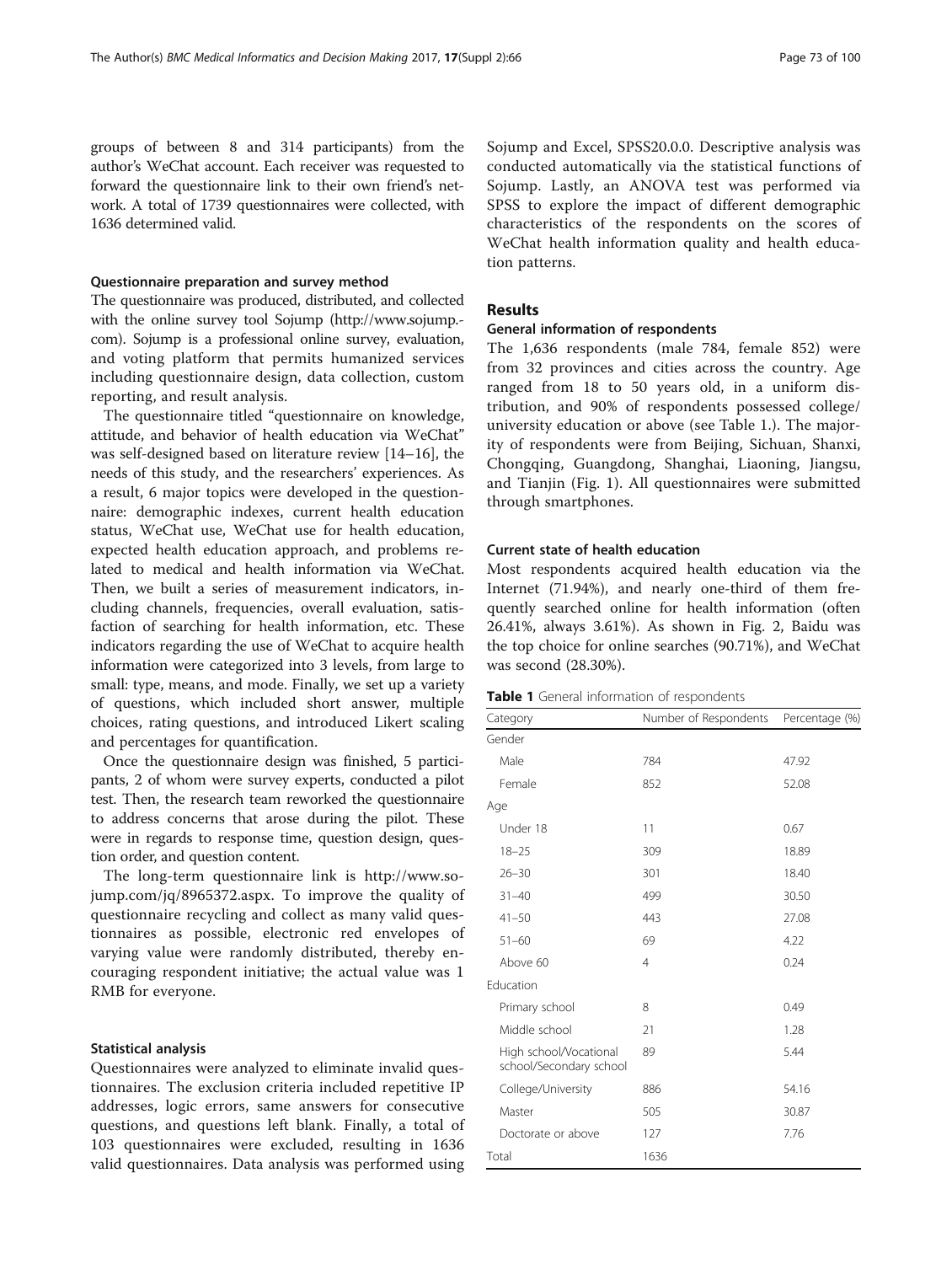groups of between 8 and 314 participants) from the author's WeChat account. Each receiver was requested to forward the questionnaire link to their own friend's network. A total of 1739 questionnaires were collected, with 1636 determined valid.

### Questionnaire preparation and survey method

The questionnaire was produced, distributed, and collected with the online survey tool Sojump (http://www.sojump.com). Sojump is a professional online survey, evaluation, and voting platform that permits humanized services including questionnaire design, data collection, custom reporting, and result analysis.

The questionnaire titled "questionnaire on knowledge, attitude, and behavior of health education via WeChat" was self-designed based on literature review [14–16], the needs of this study, and the researchers' experiences. As a result, 6 major topics were developed in the questionnaire: demographic indexes, current health education status, WeChat use, WeChat use for health education, expected health education approach, and problems related to medical and health information via WeChat. Then, we built a series of measurement indicators, including channels, frequencies, overall evaluation, satisfaction of searching for health information, etc. These indicators regarding the use of WeChat to acquire health information were categorized into 3 levels, from large to small: type, means, and mode. Finally, we set up a variety of questions, which included short answer, multiple choices, rating questions, and introduced Likert scaling and percentages for quantification.

Once the questionnaire design was finished, 5 participants, 2 of whom were survey experts, conducted a pilot test. Then, the research team reworked the questionnaire to address concerns that arose during the pilot. These were in regards to response time, question design, question order, and question content.

The long-term questionnaire link is http://www.sojump.com/jq/8965372.aspx. To improve the quality of questionnaire recycling and collect as many valid questionnaires as possible, electronic red envelopes of varying value were randomly distributed, thereby encouraging respondent initiative; the actual value was 1 RMB for everyone.

### Statistical analysis

Questionnaires were analyzed to eliminate invalid questionnaires. The exclusion criteria included repetitive IP addresses, logic errors, same answers for consecutive questions, and questions left blank. Finally, a total of 103 questionnaires were excluded, resulting in 1636 valid questionnaires. Data analysis was performed using Sojump and Excel, SPSS20.0.0. Descriptive analysis was conducted automatically via the statistical functions of Sojump. Lastly, an ANOVA test was performed via SPSS to explore the impact of different demographic characteristics of the respondents on the scores of WeChat health information quality and health education patterns.

## Results

### General information of respondents

The 1,636 respondents (male 784, female 852) were from 32 provinces and cities across the country. Age ranged from 18 to 50 years old, in a uniform distribution, and 90% of respondents possessed college/university education or above (see Table 1.). The majority of respondents were from Beijing, Sichuan, Shanxi, Chongqing, Guangdong, Shanghai, Liaoning, Jiangsu, and Tianjin (Fig. 1). All questionnaires were submitted through smartphones.

### Current state of health education

Most respondents acquired health education via the Internet (71.94%), and nearly one-third of them frequently searched online for health information (often 26.41%, always 3.61%). As shown in Fig. 2, Baidu was the top choice for online searches (90.71%), and WeChat was second (28.30%).

**Table 1** General information of respondents

| Category | Number of Respondents | Percentage (%) |
|---|---|---|
| Gender | | |
| Male | 784 | 47.92 |
| Female | 852 | 52.08 |
| Age | | |
| Under 18 | 11 | 0.67 |
| 18–25 | 309 | 18.89 |
| 26–30 | 301 | 18.40 |
| 31–40 | 499 | 30.50 |
| 41–50 | 443 | 27.08 |
| 51–60 | 69 | 4.22 |
| Above 60 | 4 | 0.24 |
| Education | | |
| Primary school | 8 | 0.49 |
| Middle school | 21 | 1.28 |
| High school/Vocational school/Secondary school | 89 | 5.44 |
| College/University | 886 | 54.16 |
| Master | 505 | 30.87 |
| Doctorate or above | 127 | 7.76 |
| Total | 1636 | |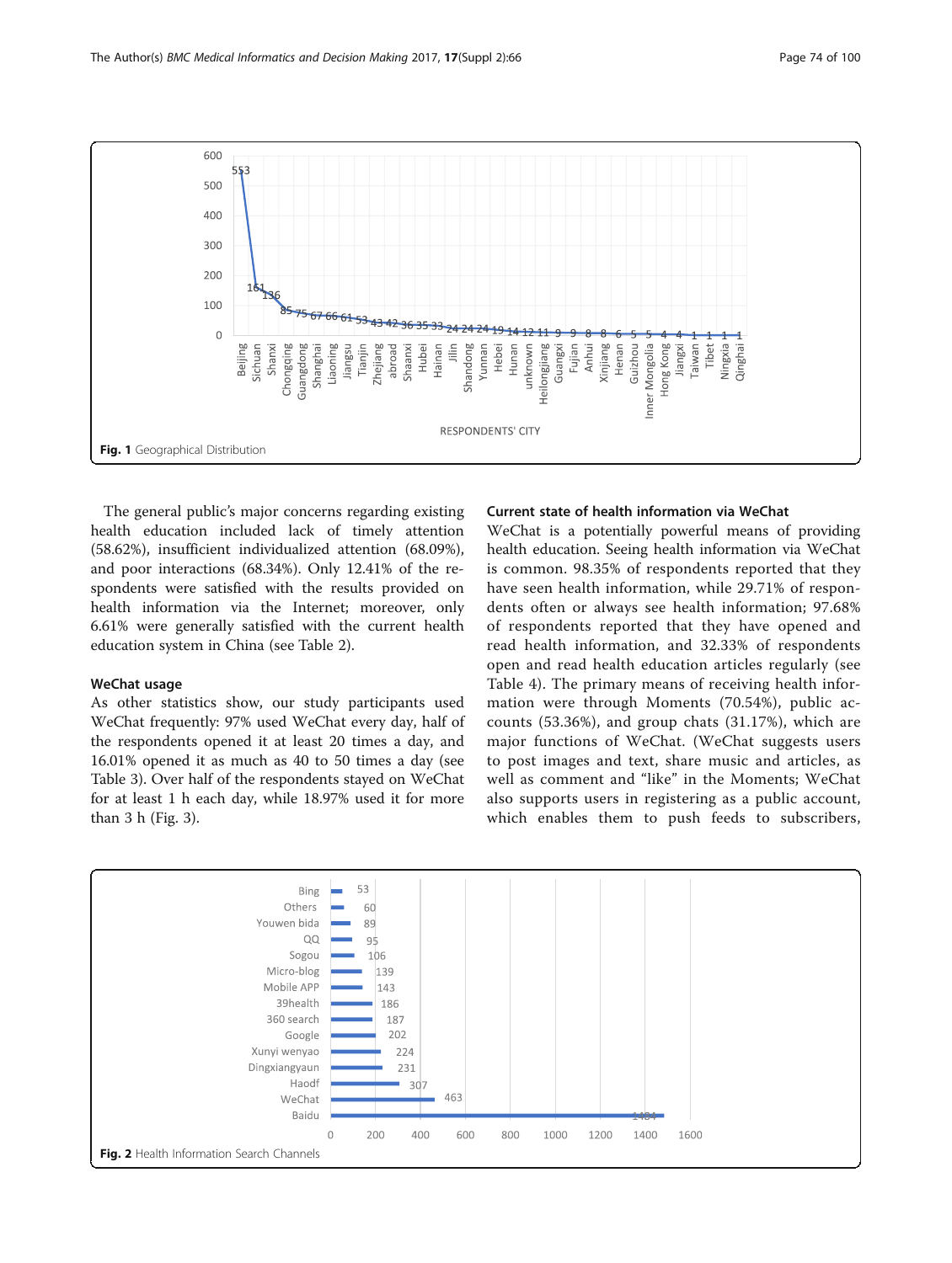Fig. 1 Geographical Distribution

The general public's major concerns regarding existing health education included lack of timely attention (58.62%), insufficient individualized attention (68.09%), and poor interactions (68.34%). Only 12.41% of the respondents were satisfied with the results provided on health information via the Internet; moreover, only 6.61% were generally satisfied with the current health education system in China (see Table 2).

### WeChat usage

As other statistics show, our study participants used WeChat frequently: 97% used WeChat every day, half of the respondents opened it at least 20 times a day, and 16.01% opened it as much as 40 to 50 times a day (see Table 3). Over half of the respondents stayed on WeChat for at least 1 h each day, while 18.97% used it for more than 3 h (Fig. 3).

### Current state of health information via WeChat

WeChat is a potentially powerful means of providing health education. Seeing health information via WeChat is common. 98.35% of respondents reported that they have seen health information, while 29.71% of respondents often or always see health information; 97.68% of respondents reported that they have opened and read health information, and 32.33% of respondents open and read health education articles regularly (see Table 4). The primary means of receiving health information were through Moments (70.54%), public accounts (53.36%), and group chats (31.17%), which are major functions of WeChat. (WeChat suggests users to post images and text, share music and articles, as well as comment and "like" in the Moments; WeChat also supports users in registering as a public account, which enables them to push feeds to subscribers,

Fig. 2 Health Information Search Channels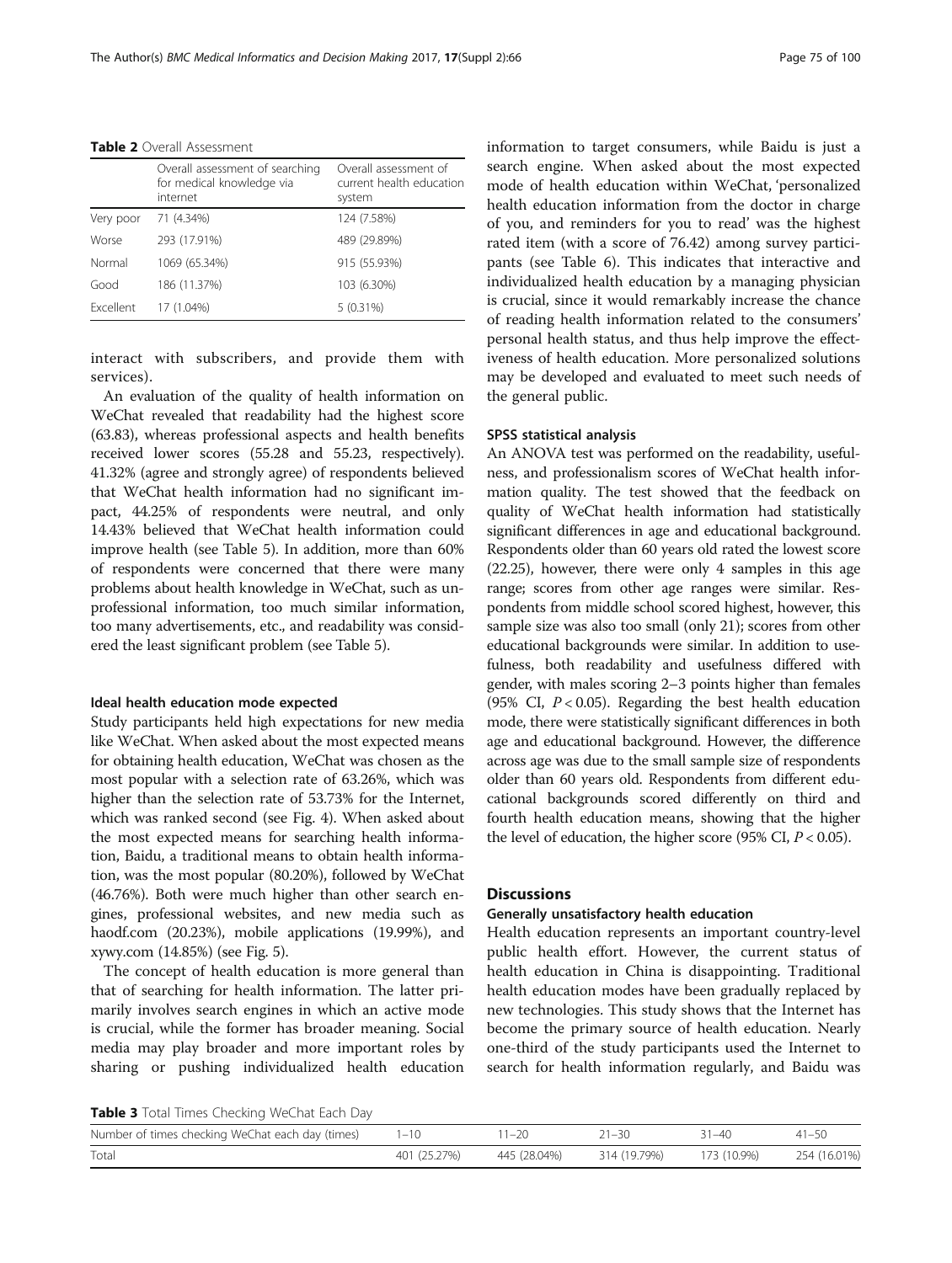**Table 2** Overall Assessment

| | Overall assessment of searching for medical knowledge via internet | Overall assessment of current health education system |
|---|---|---|
| Very poor | 71 (4.34%) | 124 (7.58%) |
| Worse | 293 (17.91%) | 489 (29.89%) |
| Normal | 1069 (65.34%) | 915 (55.93%) |
| Good | 186 (11.37%) | 103 (6.30%) |
| Excellent | 17 (1.04%) | 5 (0.31%) |

interact with subscribers, and provide them with services).

An evaluation of the quality of health information on WeChat revealed that readability had the highest score (63.83), whereas professional aspects and health benefits received lower scores (55.28 and 55.23, respectively). 41.32% (agree and strongly agree) of respondents believed that WeChat health information had no significant impact, 44.25% of respondents were neutral, and only 14.43% believed that WeChat health information could improve health (see Table 5). In addition, more than 60% of respondents were concerned that there were many problems about health knowledge in WeChat, such as unprofessional information, too much similar information, too many advertisements, etc., and readability was considered the least significant problem (see Table 5).

#### Ideal health education mode expected

Study participants held high expectations for new media like WeChat. When asked about the most expected means for obtaining health education, WeChat was chosen as the most popular with a selection rate of 63.26%, which was higher than the selection rate of 53.73% for the Internet, which was ranked second (see Fig. 4). When asked about the most expected means for searching health information, Baidu, a traditional means to obtain health information, was the most popular (80.20%), followed by WeChat (46.76%). Both were much higher than other search engines, professional websites, and new media such as haodf.com (20.23%), mobile applications (19.99%), and xywy.com (14.85%) (see Fig. 5).

The concept of health education is more general than that of searching for health information. The latter primarily involves search engines in which an active mode is crucial, while the former has broader meaning. Social media may play broader and more important roles by sharing or pushing individualized health education information to target consumers, while Baidu is just a search engine. When asked about the most expected mode of health education within WeChat, 'personalized health education information from the doctor in charge of you, and reminders for you to read' was the highest rated item (with a score of 76.42) among survey participants (see Table 6). This indicates that interactive and individualized health education by a managing physician is crucial, since it would remarkably increase the chance of reading health information related to the consumers' personal health status, and thus help improve the effectiveness of health education. More personalized solutions may be developed and evaluated to meet such needs of the general public.

#### SPSS statistical analysis

An ANOVA test was performed on the readability, usefulness, and professionalism scores of WeChat health information quality. The test showed that the feedback on quality of WeChat health information had statistically significant differences in age and educational background. Respondents older than 60 years old rated the lowest score (22.25), however, there were only 4 samples in this age range; scores from other age ranges were similar. Respondents from middle school scored highest, however, this sample size was also too small (only 21); scores from other educational backgrounds were similar. In addition to usefulness, both readability and usefulness differed with gender, with males scoring 2–3 points higher than females (95% CI, $P < 0.05$). Regarding the best health education mode, there were statistically significant differences in both age and educational background. However, the difference across age was due to the small sample size of respondents older than 60 years old. Respondents from different educational backgrounds scored differently on third and fourth health education means, showing that the higher the level of education, the higher score (95% CI, $P < 0.05$).

## Discussions

### Generally unsatisfactory health education

Health education represents an important country-level public health effort. However, the current status of health education in China is disappointing. Traditional health education modes have been gradually replaced by new technologies. This study shows that the Internet has become the primary source of health education. Nearly one-third of the study participants used the Internet to search for health information regularly, and Baidu was

**Table 3** Total Times Checking WeChat Each Day

| Number of times checking WeChat each day (times) | 1–10 | 11–20 | 21–30 | 31–40 | 41–50 |
|---|---|---|---|---|---|
| Total | 401 (25.27%) | 445 (28.04%) | 314 (19.79%) | 173 (10.9%) | 254 (16.01%) |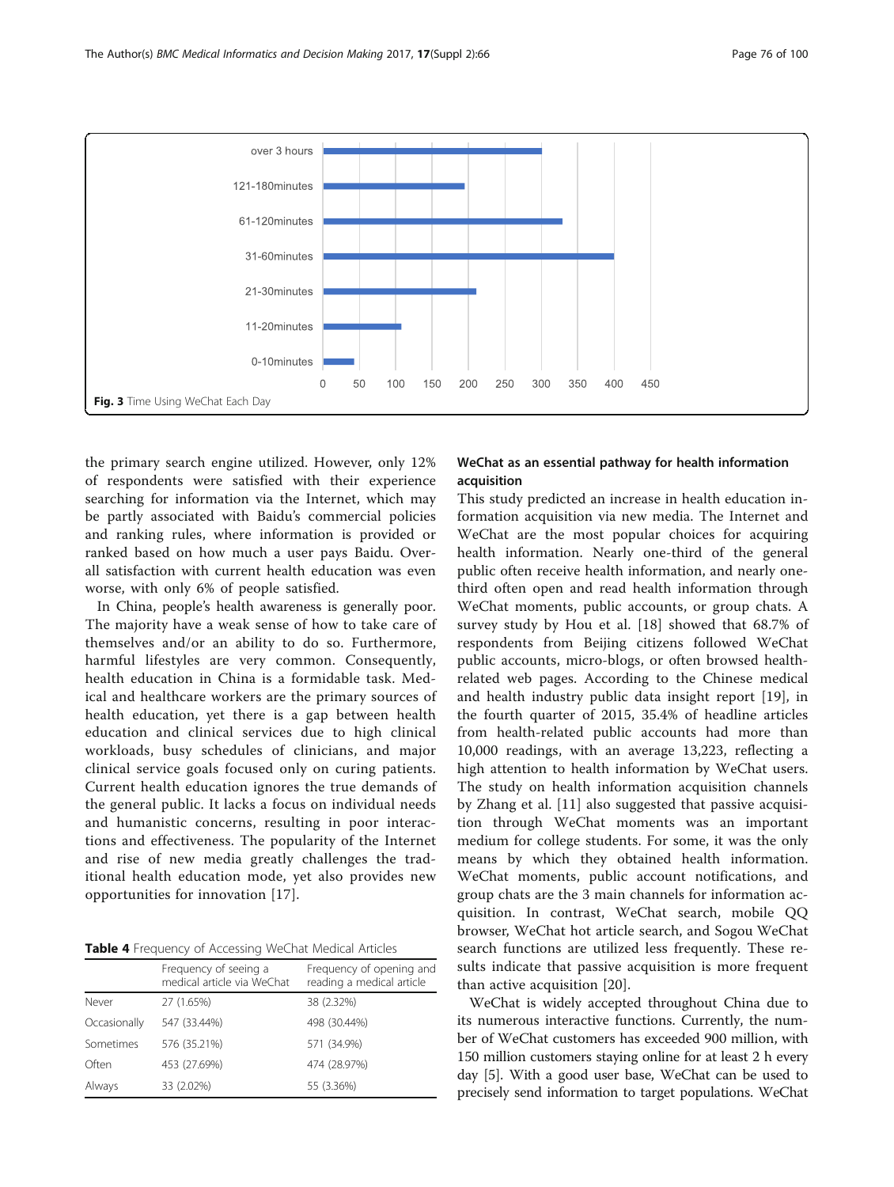Fig. 3 Time Using WeChat Each Day

the primary search engine utilized. However, only 12% of respondents were satisfied with their experience searching for information via the Internet, which may be partly associated with Baidu's commercial policies and ranking rules, where information is provided or ranked based on how much a user pays Baidu. Overall satisfaction with current health education was even worse, with only 6% of people satisfied.

In China, people's health awareness is generally poor. The majority have a weak sense of how to take care of themselves and/or an ability to do so. Furthermore, harmful lifestyles are very common. Consequently, health education in China is a formidable task. Medical and healthcare workers are the primary sources of health education, yet there is a gap between health education and clinical services due to high clinical workloads, busy schedules of clinicians, and major clinical service goals focused only on curing patients. Current health education ignores the true demands of the general public. It lacks a focus on individual needs and humanistic concerns, resulting in poor interactions and effectiveness. The popularity of the Internet and rise of new media greatly challenges the traditional health education mode, yet also provides new opportunities for innovation [17].

**Table 4** Frequency of Accessing WeChat Medical Articles

| | Frequency of seeing a medical article via WeChat | Frequency of opening and reading a medical article |
|---|---|---|
| Never | 27 (1.65%) | 38 (2.32%) |
| Occasionally | 547 (33.44%) | 498 (30.44%) |
| Sometimes | 576 (35.21%) | 571 (34.9%) |
| Often | 453 (27.69%) | 474 (28.97%) |
| Always | 33 (2.02%) | 55 (3.36%) |

### WeChat as an essential pathway for health information acquisition

This study predicted an increase in health education information acquisition via new media. The Internet and WeChat are the most popular choices for acquiring health information. Nearly one-third of the general public often receive health information, and nearly one-third often open and read health information through WeChat moments, public accounts, or group chats. A survey study by Hou et al. [18] showed that 68.7% of respondents from Beijing citizens followed WeChat public accounts, micro-blogs, or often browsed health-related web pages. According to the Chinese medical and health industry public data insight report [19], in the fourth quarter of 2015, 35.4% of headline articles from health-related public accounts had more than 10,000 readings, with an average 13,223, reflecting a high attention to health information by WeChat users. The study on health information acquisition channels by Zhang et al. [11] also suggested that passive acquisition through WeChat moments was an important medium for college students. For some, it was the only means by which they obtained health information. WeChat moments, public account notifications, and group chats are the 3 main channels for information acquisition. In contrast, WeChat search, mobile QQ browser, WeChat hot article search, and Sogou WeChat search functions are utilized less frequently. These results indicate that passive acquisition is more frequent than active acquisition [20].

WeChat is widely accepted throughout China due to its numerous interactive functions. Currently, the number of WeChat customers has exceeded 900 million, with 150 million customers staying online for at least 2 h every day [5]. With a good user base, WeChat can be used to precisely send information to target populations. WeChat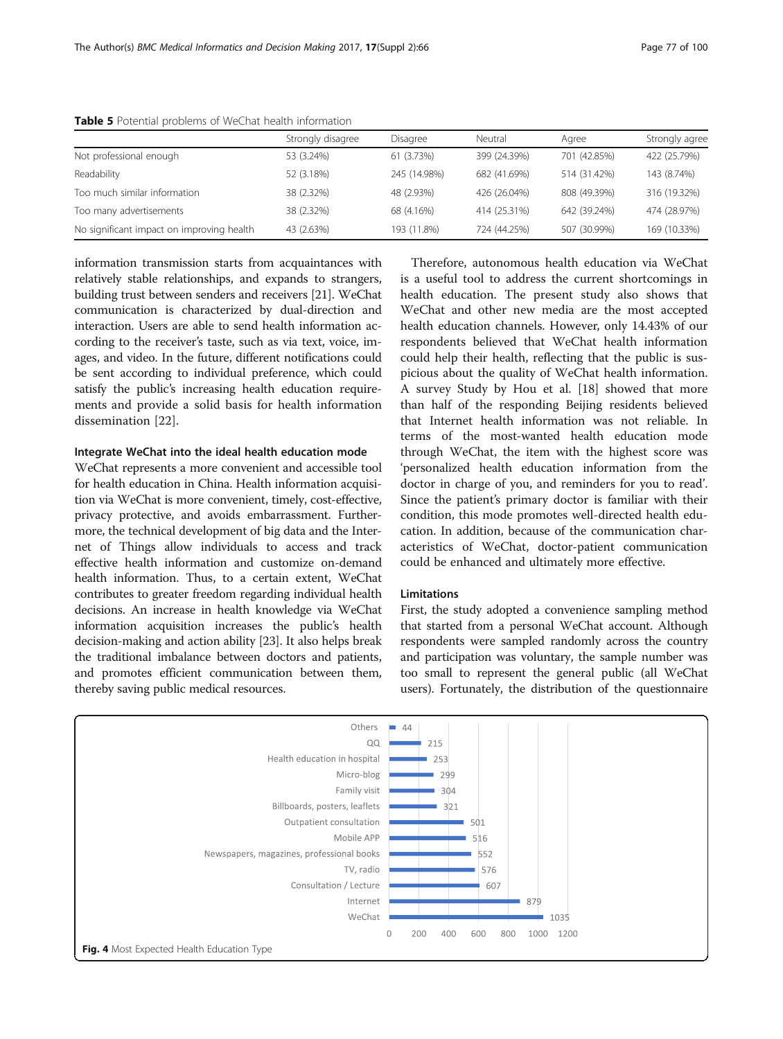**Table 5** Potential problems of WeChat health information

| | Strongly disagree | Disagree | Neutral | Agree | Strongly agree |
|---|---|---|---|---|---|
| Not professional enough | 53 (3.24%) | 61 (3.73%) | 399 (24.39%) | 701 (42.85%) | 422 (25.79%) |
| Readability | 52 (3.18%) | 245 (14.98%) | 682 (41.69%) | 514 (31.42%) | 143 (8.74%) |
| Too much similar information | 38 (2.32%) | 48 (2.93%) | 426 (26.04%) | 808 (49.39%) | 316 (19.32%) |
| Too many advertisements | 38 (2.32%) | 68 (4.16%) | 414 (25.31%) | 642 (39.24%) | 474 (28.97%) |
| No significant impact on improving health | 43 (2.63%) | 193 (11.8%) | 724 (44.25%) | 507 (30.99%) | 169 (10.33%) |

information transmission starts from acquaintances with relatively stable relationships, and expands to strangers, building trust between senders and receivers [21]. WeChat communication is characterized by dual-direction and interaction. Users are able to send health information according to the receiver's taste, such as via text, voice, images, and video. In the future, different notifications could be sent according to individual preference, which could satisfy the public's increasing health education requirements and provide a solid basis for health information dissemination [22].

### Integrate WeChat into the ideal health education mode

WeChat represents a more convenient and accessible tool for health education in China. Health information acquisition via WeChat is more convenient, timely, cost-effective, privacy protective, and avoids embarrassment. Furthermore, the technical development of big data and the Internet of Things allow individuals to access and track effective health information and customize on-demand health information. Thus, to a certain extent, WeChat contributes to greater freedom regarding individual health decisions. An increase in health knowledge via WeChat information acquisition increases the public's health decision-making and action ability [23]. It also helps break the traditional imbalance between doctors and patients, and promotes efficient communication between them, thereby saving public medical resources.

Therefore, autonomous health education via WeChat is a useful tool to address the current shortcomings in health education. The present study also shows that WeChat and other new media are the most accepted health education channels. However, only 14.43% of our respondents believed that WeChat health information could help their health, reflecting that the public is suspicious about the quality of WeChat health information. A survey Study by Hou et al. [18] showed that more than half of the responding Beijing residents believed that Internet health information was not reliable. In terms of the most-wanted health education mode through WeChat, the item with the highest score was 'personalized health education information from the doctor in charge of you, and reminders for you to read'. Since the patient's primary doctor is familiar with their condition, this mode promotes well-directed health education. In addition, because of the communication characteristics of WeChat, doctor-patient communication could be enhanced and ultimately more effective.

### Limitations

First, the study adopted a convenience sampling method that started from a personal WeChat account. Although respondents were sampled randomly across the country and participation was voluntary, the sample number was too small to represent the general public (all WeChat users). Fortunately, the distribution of the questionnaire

| Type | Count |
|---|---|
| Others | 44 |
| QQ | 215 |
| Health education in hospital | 253 |
| Micro-blog | 299 |
| Family visit | 304 |
| Billboards, posters, leaflets | 321 |
| Outpatient consultation | 501 |
| Mobile APP | 516 |
| Newspapers, magazines, professional books | 552 |
| TV, radio | 576 |
| Consultation / Lecture | 607 |
| Internet | 879 |
| WeChat | 1035 |

**Fig. 4** Most Expected Health Education Type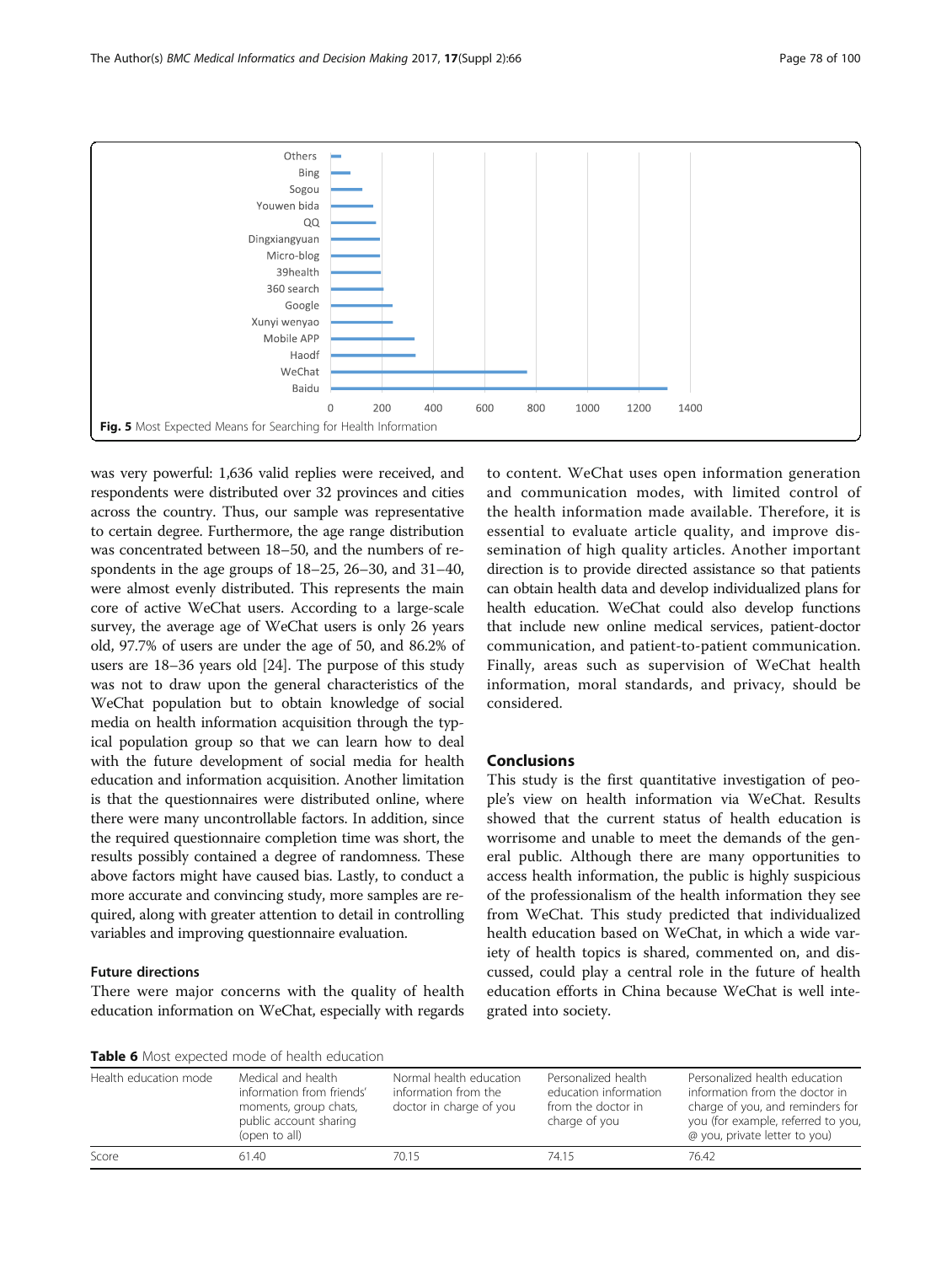Fig. 5 Most Expected Means for Searching for Health Information

was very powerful: 1,636 valid replies were received, and respondents were distributed over 32 provinces and cities across the country. Thus, our sample was representative to certain degree. Furthermore, the age range distribution was concentrated between 18–50, and the numbers of respondents in the age groups of 18–25, 26–30, and 31–40, were almost evenly distributed. This represents the main core of active WeChat users. According to a large-scale survey, the average age of WeChat users is only 26 years old, 97.7% of users are under the age of 50, and 86.2% of users are 18–36 years old [24]. The purpose of this study was not to draw upon the general characteristics of the WeChat population but to obtain knowledge of social media on health information acquisition through the typical population group so that we can learn how to deal with the future development of social media for health education and information acquisition. Another limitation is that the questionnaires were distributed online, where there were many uncontrollable factors. In addition, since the required questionnaire completion time was short, the results possibly contained a degree of randomness. These above factors might have caused bias. Lastly, to conduct a more accurate and convincing study, more samples are required, along with greater attention to detail in controlling variables and improving questionnaire evaluation.

### Future directions

There were major concerns with the quality of health education information on WeChat, especially with regards to content. WeChat uses open information generation and communication modes, with limited control of the health information made available. Therefore, it is essential to evaluate article quality, and improve dissemination of high quality articles. Another important direction is to provide directed assistance so that patients can obtain health data and develop individualized plans for health education. WeChat could also develop functions that include new online medical services, patient-doctor communication, and patient-to-patient communication. Finally, areas such as supervision of WeChat health information, moral standards, and privacy, should be considered.

## Conclusions

This study is the first quantitative investigation of people's view on health information via WeChat. Results showed that the current status of health education is worrisome and unable to meet the demands of the general public. Although there are many opportunities to access health information, the public is highly suspicious of the professionalism of the health information they see from WeChat. This study predicted that individualized health education based on WeChat, in which a wide variety of health topics is shared, commented on, and discussed, could play a central role in the future of health education efforts in China because WeChat is well integrated into society.

**Table 6** Most expected mode of health education

| Health education mode | Medical and health information from friends' moments, group chats, public account sharing (open to all) | Normal health education information from the doctor in charge of you | Personalized health education information from the doctor in charge of you | Personalized health education information from the doctor in charge of you, and reminders for you (for example, referred to you, @ you, private letter to you) |
|---|---|---|---|---|
| Score | 61.40 | 70.15 | 74.15 | 76.42 |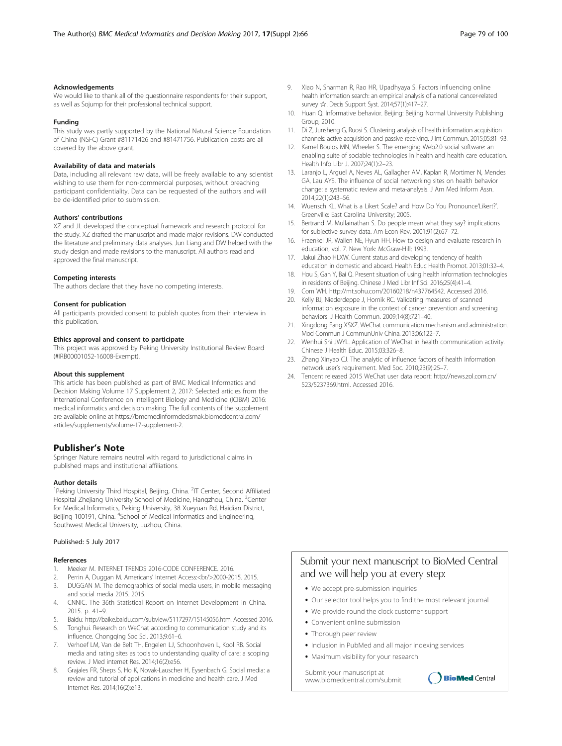#### Acknowledgements
We would like to thank all of the questionnaire respondents for their support, as well as Sojump for their professional technical support.

#### Funding
This study was partly supported by the National Natural Science Foundation of China (NSFC) Grant #81171426 and #81471756. Publication costs are all covered by the above grant.

#### Availability of data and materials
Data, including all relevant raw data, will be freely available to any scientist wishing to use them for non-commercial purposes, without breaching participant confidentiality. Data can be requested of the authors and will be de-identified prior to submission.

#### Authors' contributions
XZ and JL developed the conceptual framework and research protocol for the study. XZ drafted the manuscript and made major revisions. DW conducted the literature and preliminary data analyses. Jun Liang and DW helped with the study design and made revisions to the manuscript. All authors read and approved the final manuscript.

#### Competing interests
The authors declare that they have no competing interests.

#### Consent for publication
All participants provided consent to publish quotes from their interview in this publication.

#### Ethics approval and consent to participate
This project was approved by Peking University Institutional Review Board (#IRB00001052-16008-Exempt).

#### About this supplement
This article has been published as part of BMC Medical Informatics and Decision Making Volume 17 Supplement 2, 2017: Selected articles from the International Conference on Intelligent Biology and Medicine (ICIBM) 2016: medical informatics and decision making. The full contents of the supplement are available online at https://bmcmedinformdecismak.biomedcentral.com/articles/supplements/volume-17-supplement-2.

## Publisher's Note
Springer Nature remains neutral with regard to jurisdictional claims in published maps and institutional affiliations.

#### Author details
[1]Peking University Third Hospital, Beijing, China. [2]IT Center, Second Affiliated Hospital Zhejiang University School of Medicine, Hangzhou, China. [3]Center for Medical Informatics, Peking University, 38 Xueyuan Rd, Haidian District, Beijing 100191, China. [4]School of Medical Informatics and Engineering, Southwest Medical University, Luzhou, China.

Published: 5 July 2017

#### References
1. Meeker M. INTERNET TRENDS 2016-CODE CONFERENCE. 2016.
2. Perrin A, Duggan M. Americans' Internet Access:<br/>2000-2015. 2015.
3. DUGGAN M. The demographics of social media users, in mobile messaging and social media 2015. 2015.
4. CNNIC. The 36th Statistical Report on Internet Development in China. 2015. p. 41–9.
5. Baidu: http://baike.baidu.com/subview/5117297/15145056.htm. Accessed 2016.
6. Tonghui. Research on WeChat according to communication study and its influence. Chongqing Soc Sci. 2013;9:61–6.
7. Verhoef LM, Van de Belt TH, Engelen LJ, Schoonhoven L, Kool RB. Social media and rating sites as tools to understanding quality of care: a scoping review. J Med internet Res. 2014;16(2):e56.
8. Grajales FR, Sheps S, Ho K, Novak-Lauscher H, Eysenbach G. Social media: a review and tutorial of applications in medicine and health care. J Med Internet Res. 2014;16(2):e13.
9. Xiao N, Sharman R, Rao HR, Upadhyaya S. Factors influencing online health information search: an empirical analysis of a national cancer-related survey ☆. Decis Support Syst. 2014;57(1):417–27.
10. Huan Q. Informative behavior. Beijing: Beijing Normal University Publishing Group; 2010.
11. Di Z, Junsheng G, Ruosi S. Clustering analysis of health information acquisition channels: active acquisition and passive receiving. J Int Commun. 2015;05:81–93.
12. Kamel Boulos MN, Wheeler S. The emerging Web2.0 social software: an enabling suite of sociable technologies in health and health care education. Health Info Libr J. 2007;24(1):2–23.
13. Laranjo L, Arguel A, Neves AL, Gallagher AM, Kaplan R, Mortimer N, Mendes GA, Lau AYS. The influence of social networking sites on health behavior change: a systematic review and meta-analysis. J Am Med Inform Assn. 2014;22(1):243–56.
14. Wuensch KL. What is a Likert Scale? and How Do You Pronounce'Likert?'. Greenville: East Carolina University; 2005.
15. Bertrand M, Mullainathan S. Do people mean what they say? implications for subjective survey data. Am Econ Rev. 2001;91(2):67–72.
16. Fraenkel JR, Wallen NE, Hyun HH. How to design and evaluate research in education, vol. 7. New York: McGraw-Hill; 1993.
17. Jiakui Zhao HLXW. Current status and developing tendency of health education in domestic and aboard. Health Educ Health Promot. 2013;01:32–4.
18. Hou S, Gan Y, Bai Q. Present situation of using health information technologies in residents of Beijing. Chinese J Med Libr Inf Sci. 2016;25(4):41–4.
19. Com WH. http://mt.sohu.com/20160218/n437764542. Accessed 2016.
20. Kelly BJ, Niederdeppe J, Hornik RC. Validating measures of scanned information exposure in the context of cancer prevention and screening behaviors. J Health Commun. 2009;14(8):721–40.
21. Xingdong Fang XSXZ. WeChat communication mechanism and administration. Mod Commun J CommunUniv China. 2013;06:122–7.
22. Wenhui Shi JWYL. Application of WeChat in health communication activity. Chinese J Health Educ. 2015;03:326–8.
23. Zhang Xinyao CJ. The analytic of influence factors of health information network user's requirement. Med Soc. 2010;23(9):25–7.
24. Tencent released 2015 WeChat user data report: http://news.zol.com.cn/523/5237369.html. Accessed 2016.

Submit your next manuscript to BioMed Central and we will help you at every step:

- We accept pre-submission inquiries
- Our selector tool helps you to find the most relevant journal
- We provide round the clock customer support
- Convenient online submission
- Thorough peer review
- Inclusion in PubMed and all major indexing services
- Maximum visibility for your research

Submit your manuscript at www.biomedcentral.com/submit

BioMed Central